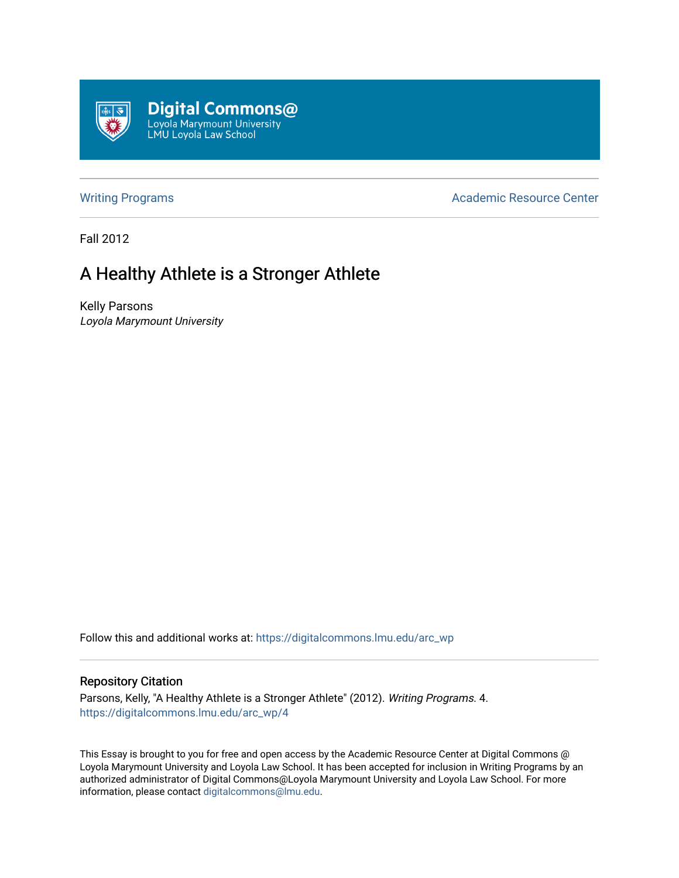Digital Commons@
Loyola Marymount University
LMU Loyola Law School

Writing Programs | Academic Resource Center

Fall 2012

# A Healthy Athlete is a Stronger Athlete

Kelly Parsons
*Loyola Marymount University*

Follow this and additional works at: https://digitalcommons.lmu.edu/arc_wp

## Repository Citation

Parsons, Kelly, "A Healthy Athlete is a Stronger Athlete" (2012). *Writing Programs*. 4.
https://digitalcommons.lmu.edu/arc_wp/4

This Essay is brought to you for free and open access by the Academic Resource Center at Digital Commons @ Loyola Marymount University and Loyola Law School. It has been accepted for inclusion in Writing Programs by an authorized administrator of Digital Commons@Loyola Marymount University and Loyola Law School. For more information, please contact digitalcommons@lmu.edu.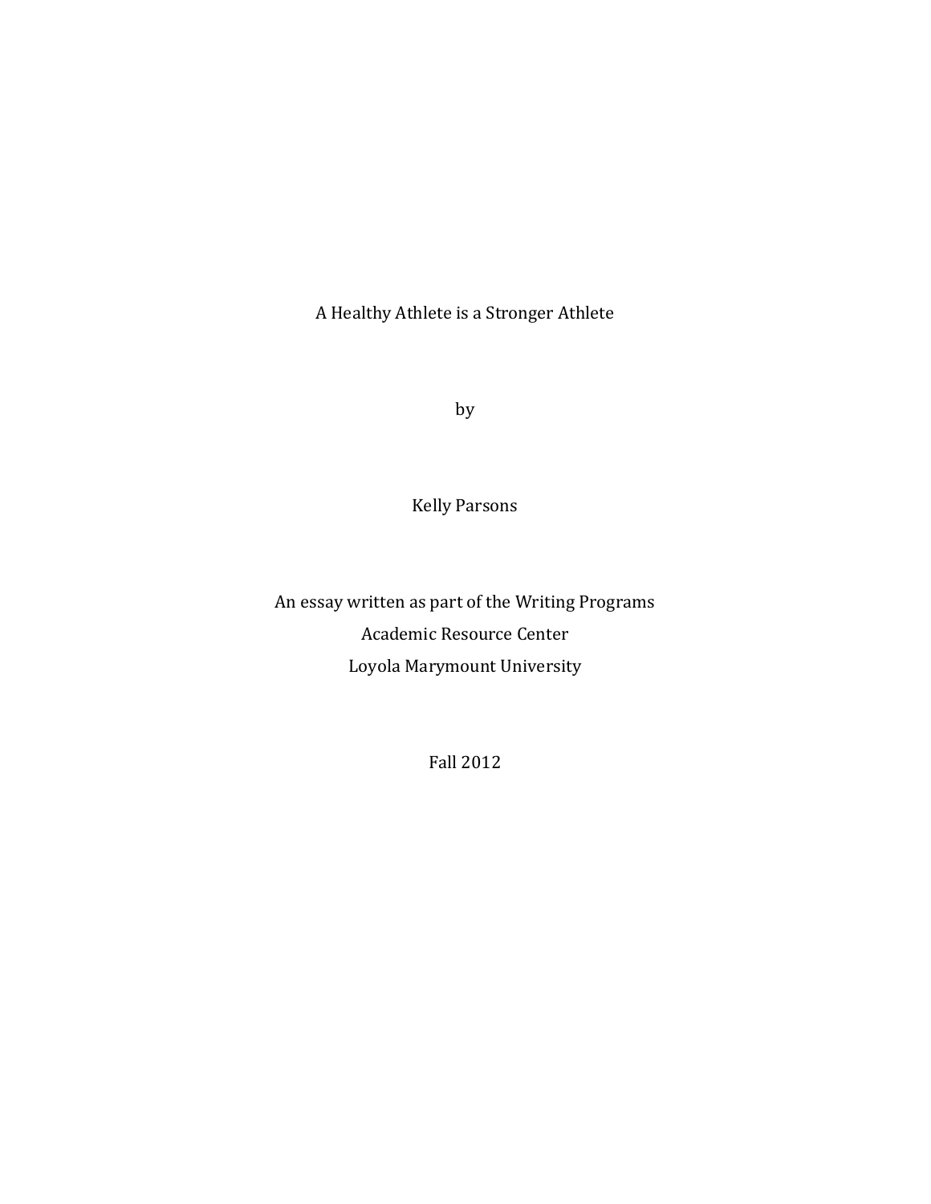# A Healthy Athlete is a Stronger Athlete

by

Kelly Parsons

An essay written as part of the Writing Programs
Academic Resource Center
Loyola Marymount University

Fall 2012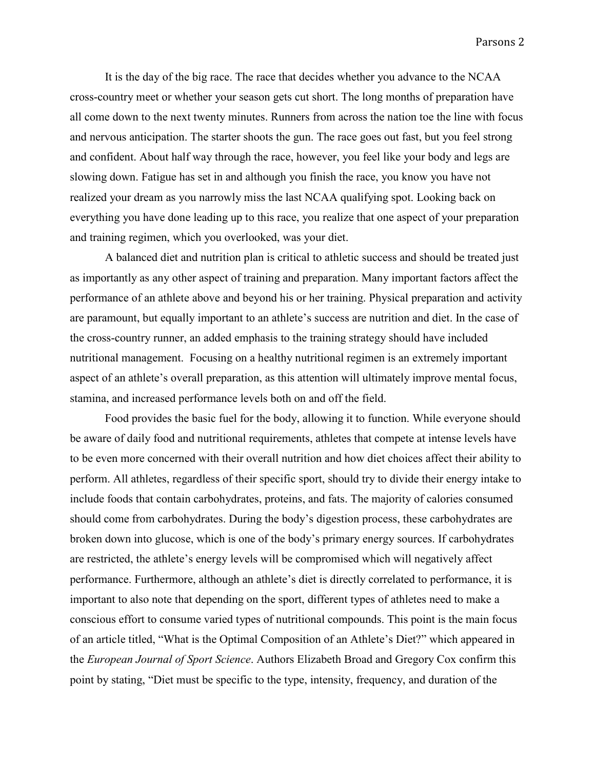It is the day of the big race. The race that decides whether you advance to the NCAA cross-country meet or whether your season gets cut short. The long months of preparation have all come down to the next twenty minutes. Runners from across the nation toe the line with focus and nervous anticipation. The starter shoots the gun. The race goes out fast, but you feel strong and confident. About half way through the race, however, you feel like your body and legs are slowing down. Fatigue has set in and although you finish the race, you know you have not realized your dream as you narrowly miss the last NCAA qualifying spot. Looking back on everything you have done leading up to this race, you realize that one aspect of your preparation and training regimen, which you overlooked, was your diet.

A balanced diet and nutrition plan is critical to athletic success and should be treated just as importantly as any other aspect of training and preparation. Many important factors affect the performance of an athlete above and beyond his or her training. Physical preparation and activity are paramount, but equally important to an athlete's success are nutrition and diet. In the case of the cross-country runner, an added emphasis to the training strategy should have included nutritional management. Focusing on a healthy nutritional regimen is an extremely important aspect of an athlete's overall preparation, as this attention will ultimately improve mental focus, stamina, and increased performance levels both on and off the field.

Food provides the basic fuel for the body, allowing it to function. While everyone should be aware of daily food and nutritional requirements, athletes that compete at intense levels have to be even more concerned with their overall nutrition and how diet choices affect their ability to perform. All athletes, regardless of their specific sport, should try to divide their energy intake to include foods that contain carbohydrates, proteins, and fats. The majority of calories consumed should come from carbohydrates. During the body's digestion process, these carbohydrates are broken down into glucose, which is one of the body's primary energy sources. If carbohydrates are restricted, the athlete's energy levels will be compromised which will negatively affect performance. Furthermore, although an athlete's diet is directly correlated to performance, it is important to also note that depending on the sport, different types of athletes need to make a conscious effort to consume varied types of nutritional compounds. This point is the main focus of an article titled, "What is the Optimal Composition of an Athlete's Diet?" which appeared in the *European Journal of Sport Science*. Authors Elizabeth Broad and Gregory Cox confirm this point by stating, "Diet must be specific to the type, intensity, frequency, and duration of the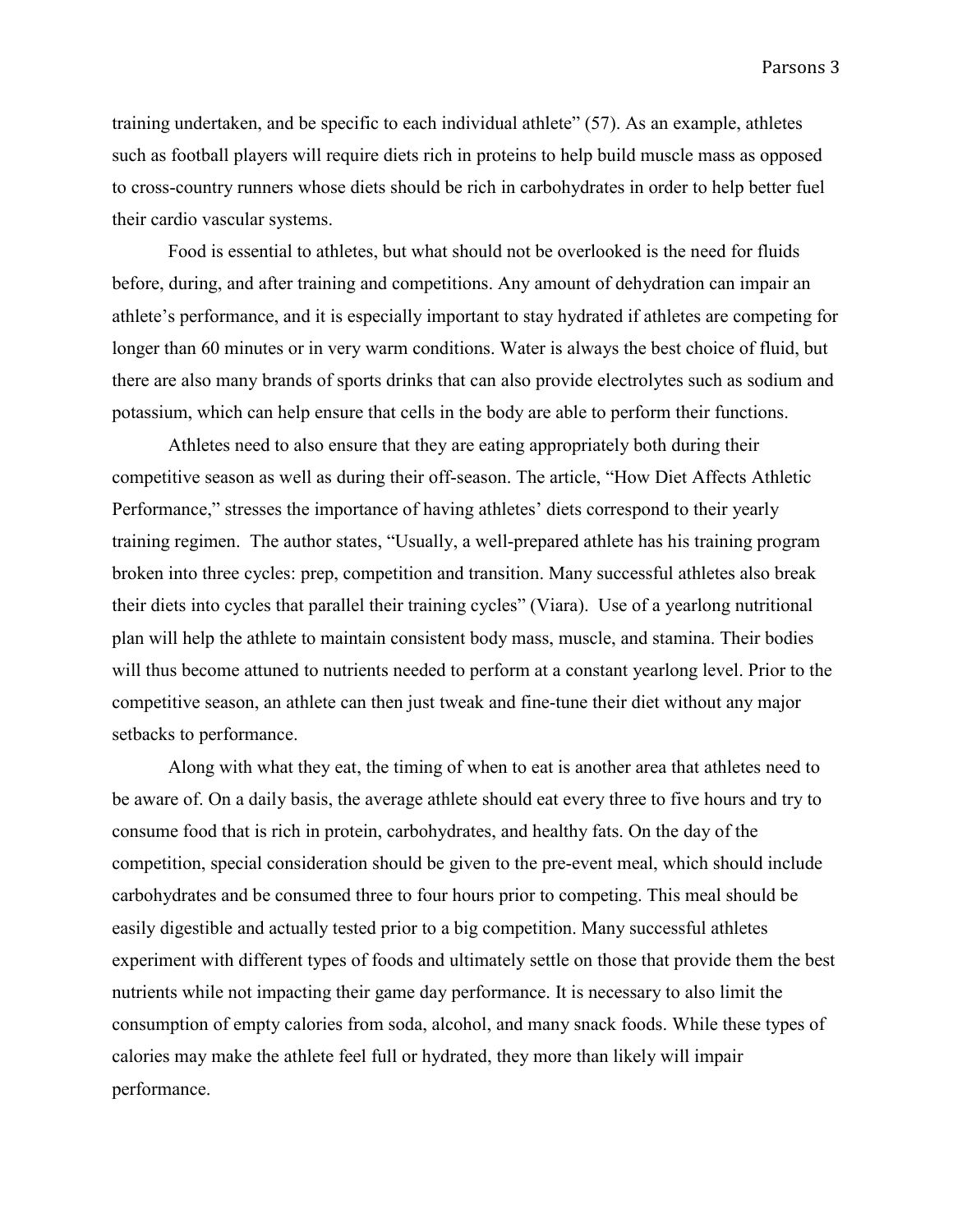training undertaken, and be specific to each individual athlete" (57). As an example, athletes such as football players will require diets rich in proteins to help build muscle mass as opposed to cross-country runners whose diets should be rich in carbohydrates in order to help better fuel their cardio vascular systems.

Food is essential to athletes, but what should not be overlooked is the need for fluids before, during, and after training and competitions. Any amount of dehydration can impair an athlete's performance, and it is especially important to stay hydrated if athletes are competing for longer than 60 minutes or in very warm conditions. Water is always the best choice of fluid, but there are also many brands of sports drinks that can also provide electrolytes such as sodium and potassium, which can help ensure that cells in the body are able to perform their functions.

Athletes need to also ensure that they are eating appropriately both during their competitive season as well as during their off-season. The article, "How Diet Affects Athletic Performance," stresses the importance of having athletes' diets correspond to their yearly training regimen. The author states, "Usually, a well-prepared athlete has his training program broken into three cycles: prep, competition and transition. Many successful athletes also break their diets into cycles that parallel their training cycles" (Viara). Use of a yearlong nutritional plan will help the athlete to maintain consistent body mass, muscle, and stamina. Their bodies will thus become attuned to nutrients needed to perform at a constant yearlong level. Prior to the competitive season, an athlete can then just tweak and fine-tune their diet without any major setbacks to performance.

Along with what they eat, the timing of when to eat is another area that athletes need to be aware of. On a daily basis, the average athlete should eat every three to five hours and try to consume food that is rich in protein, carbohydrates, and healthy fats. On the day of the competition, special consideration should be given to the pre-event meal, which should include carbohydrates and be consumed three to four hours prior to competing. This meal should be easily digestible and actually tested prior to a big competition. Many successful athletes experiment with different types of foods and ultimately settle on those that provide them the best nutrients while not impacting their game day performance. It is necessary to also limit the consumption of empty calories from soda, alcohol, and many snack foods. While these types of calories may make the athlete feel full or hydrated, they more than likely will impair performance.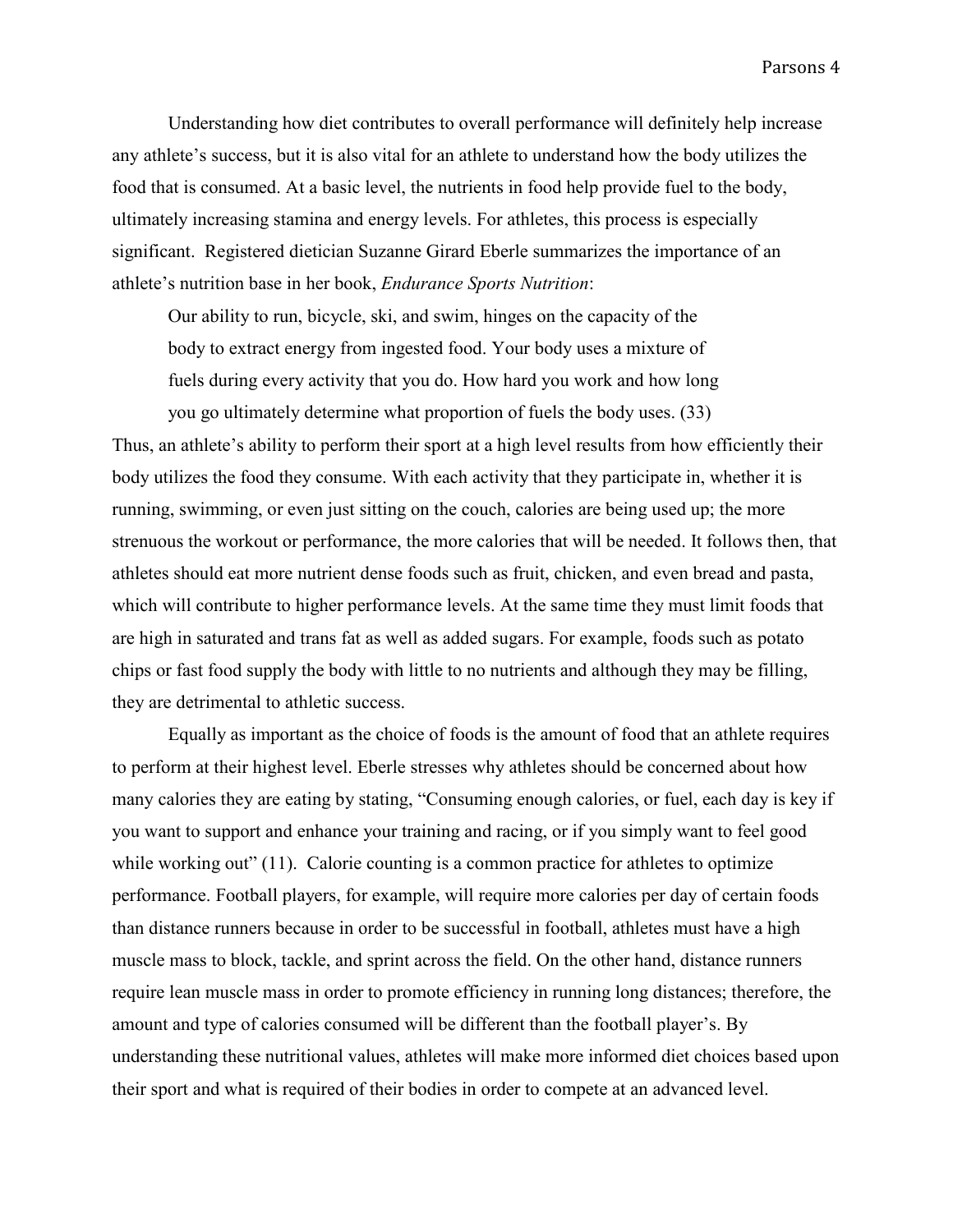Understanding how diet contributes to overall performance will definitely help increase any athlete's success, but it is also vital for an athlete to understand how the body utilizes the food that is consumed. At a basic level, the nutrients in food help provide fuel to the body, ultimately increasing stamina and energy levels. For athletes, this process is especially significant. Registered dietician Suzanne Girard Eberle summarizes the importance of an athlete's nutrition base in her book, *Endurance Sports Nutrition*:

> Our ability to run, bicycle, ski, and swim, hinges on the capacity of the body to extract energy from ingested food. Your body uses a mixture of fuels during every activity that you do. How hard you work and how long you go ultimately determine what proportion of fuels the body uses. (33)

Thus, an athlete's ability to perform their sport at a high level results from how efficiently their body utilizes the food they consume. With each activity that they participate in, whether it is running, swimming, or even just sitting on the couch, calories are being used up; the more strenuous the workout or performance, the more calories that will be needed. It follows then, that athletes should eat more nutrient dense foods such as fruit, chicken, and even bread and pasta, which will contribute to higher performance levels. At the same time they must limit foods that are high in saturated and trans fat as well as added sugars. For example, foods such as potato chips or fast food supply the body with little to no nutrients and although they may be filling, they are detrimental to athletic success.

Equally as important as the choice of foods is the amount of food that an athlete requires to perform at their highest level. Eberle stresses why athletes should be concerned about how many calories they are eating by stating, "Consuming enough calories, or fuel, each day is key if you want to support and enhance your training and racing, or if you simply want to feel good while working out" (11). Calorie counting is a common practice for athletes to optimize performance. Football players, for example, will require more calories per day of certain foods than distance runners because in order to be successful in football, athletes must have a high muscle mass to block, tackle, and sprint across the field. On the other hand, distance runners require lean muscle mass in order to promote efficiency in running long distances; therefore, the amount and type of calories consumed will be different than the football player's. By understanding these nutritional values, athletes will make more informed diet choices based upon their sport and what is required of their bodies in order to compete at an advanced level.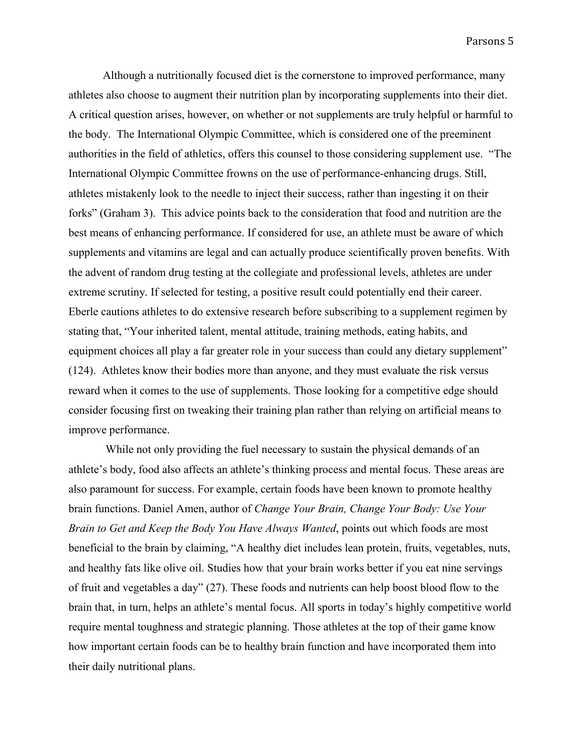Although a nutritionally focused diet is the cornerstone to improved performance, many athletes also choose to augment their nutrition plan by incorporating supplements into their diet. A critical question arises, however, on whether or not supplements are truly helpful or harmful to the body. The International Olympic Committee, which is considered one of the preeminent authorities in the field of athletics, offers this counsel to those considering supplement use. "The International Olympic Committee frowns on the use of performance-enhancing drugs. Still, athletes mistakenly look to the needle to inject their success, rather than ingesting it on their forks" (Graham 3). This advice points back to the consideration that food and nutrition are the best means of enhancing performance. If considered for use, an athlete must be aware of which supplements and vitamins are legal and can actually produce scientifically proven benefits. With the advent of random drug testing at the collegiate and professional levels, athletes are under extreme scrutiny. If selected for testing, a positive result could potentially end their career. Eberle cautions athletes to do extensive research before subscribing to a supplement regimen by stating that, "Your inherited talent, mental attitude, training methods, eating habits, and equipment choices all play a far greater role in your success than could any dietary supplement" (124). Athletes know their bodies more than anyone, and they must evaluate the risk versus reward when it comes to the use of supplements. Those looking for a competitive edge should consider focusing first on tweaking their training plan rather than relying on artificial means to improve performance.

While not only providing the fuel necessary to sustain the physical demands of an athlete's body, food also affects an athlete's thinking process and mental focus. These areas are also paramount for success. For example, certain foods have been known to promote healthy brain functions. Daniel Amen, author of *Change Your Brain, Change Your Body: Use Your Brain to Get and Keep the Body You Have Always Wanted*, points out which foods are most beneficial to the brain by claiming, "A healthy diet includes lean protein, fruits, vegetables, nuts, and healthy fats like olive oil. Studies how that your brain works better if you eat nine servings of fruit and vegetables a day" (27). These foods and nutrients can help boost blood flow to the brain that, in turn, helps an athlete's mental focus. All sports in today's highly competitive world require mental toughness and strategic planning. Those athletes at the top of their game know how important certain foods can be to healthy brain function and have incorporated them into their daily nutritional plans.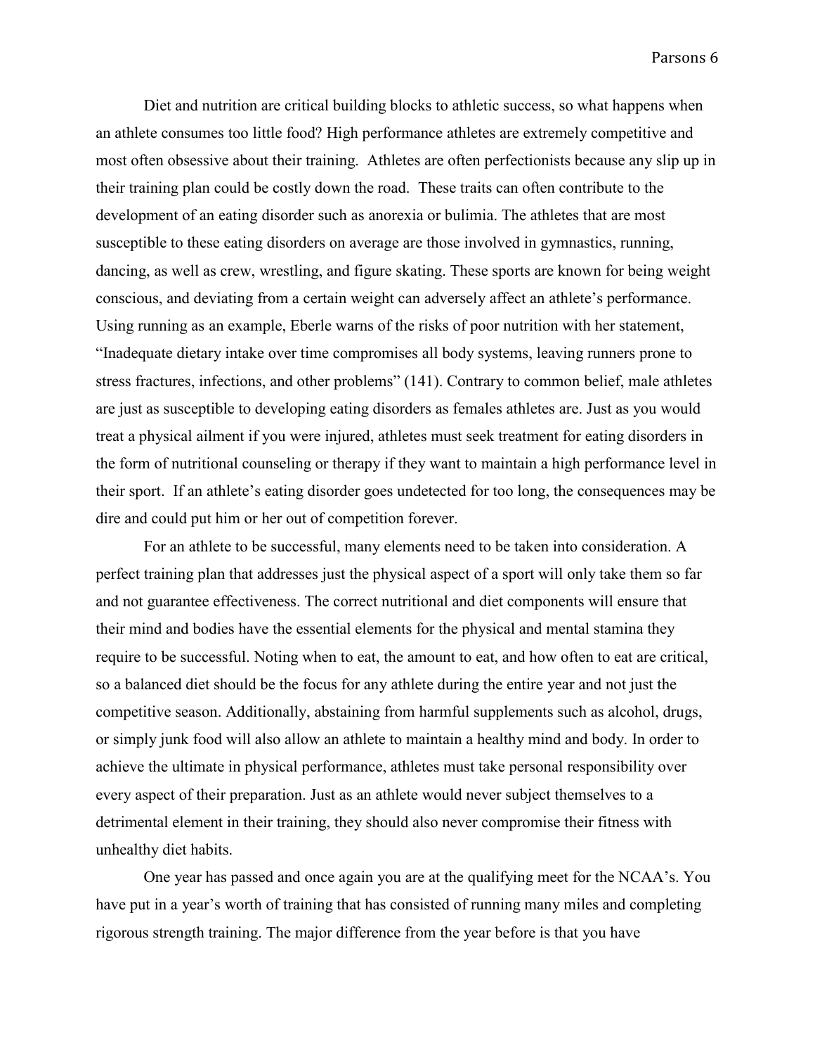Diet and nutrition are critical building blocks to athletic success, so what happens when an athlete consumes too little food? High performance athletes are extremely competitive and most often obsessive about their training. Athletes are often perfectionists because any slip up in their training plan could be costly down the road. These traits can often contribute to the development of an eating disorder such as anorexia or bulimia. The athletes that are most susceptible to these eating disorders on average are those involved in gymnastics, running, dancing, as well as crew, wrestling, and figure skating. These sports are known for being weight conscious, and deviating from a certain weight can adversely affect an athlete's performance. Using running as an example, Eberle warns of the risks of poor nutrition with her statement, "Inadequate dietary intake over time compromises all body systems, leaving runners prone to stress fractures, infections, and other problems" (141). Contrary to common belief, male athletes are just as susceptible to developing eating disorders as females athletes are. Just as you would treat a physical ailment if you were injured, athletes must seek treatment for eating disorders in the form of nutritional counseling or therapy if they want to maintain a high performance level in their sport. If an athlete's eating disorder goes undetected for too long, the consequences may be dire and could put him or her out of competition forever.

For an athlete to be successful, many elements need to be taken into consideration. A perfect training plan that addresses just the physical aspect of a sport will only take them so far and not guarantee effectiveness. The correct nutritional and diet components will ensure that their mind and bodies have the essential elements for the physical and mental stamina they require to be successful. Noting when to eat, the amount to eat, and how often to eat are critical, so a balanced diet should be the focus for any athlete during the entire year and not just the competitive season. Additionally, abstaining from harmful supplements such as alcohol, drugs, or simply junk food will also allow an athlete to maintain a healthy mind and body. In order to achieve the ultimate in physical performance, athletes must take personal responsibility over every aspect of their preparation. Just as an athlete would never subject themselves to a detrimental element in their training, they should also never compromise their fitness with unhealthy diet habits.

One year has passed and once again you are at the qualifying meet for the NCAA's. You have put in a year's worth of training that has consisted of running many miles and completing rigorous strength training. The major difference from the year before is that you have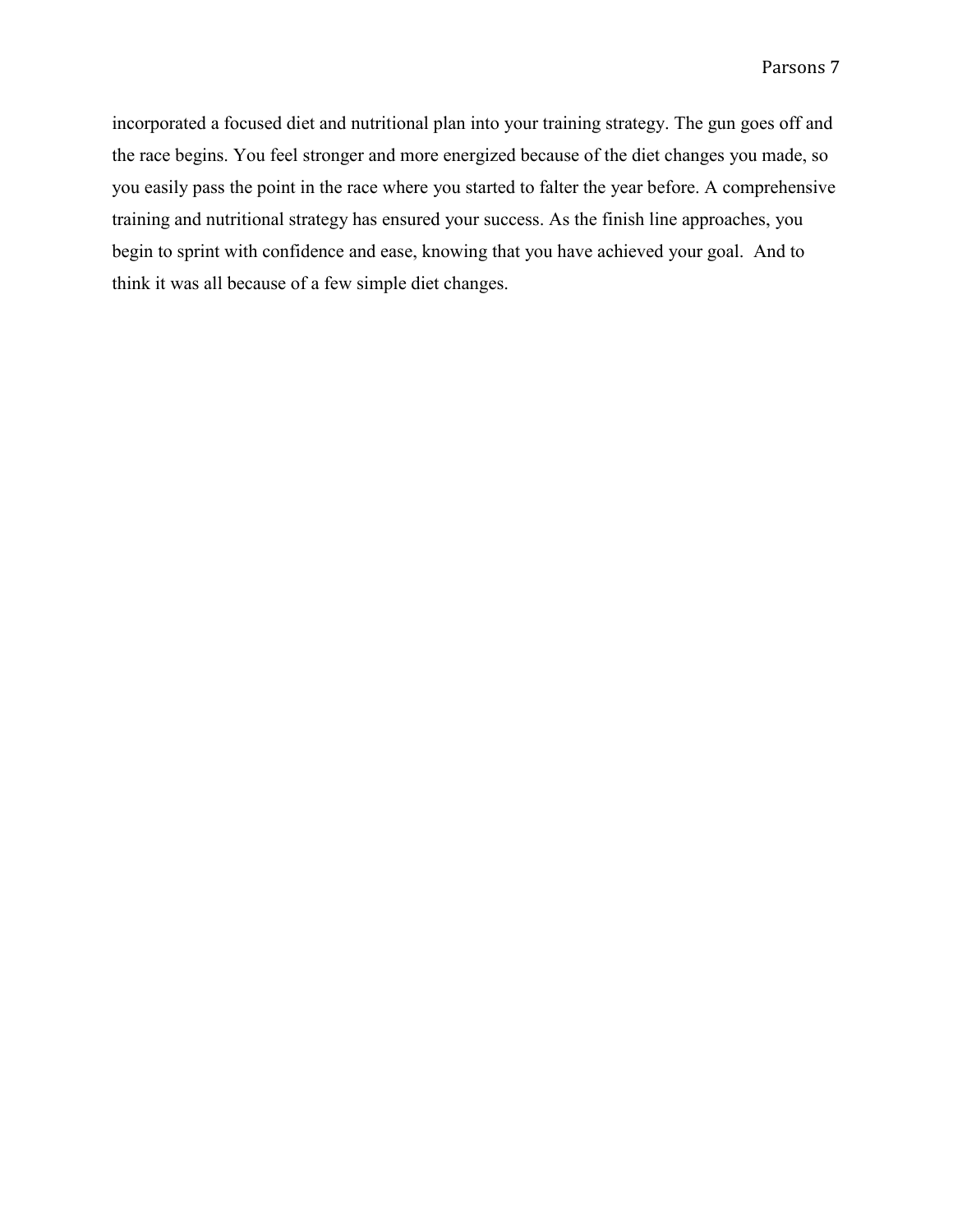incorporated a focused diet and nutritional plan into your training strategy. The gun goes off and the race begins. You feel stronger and more energized because of the diet changes you made, so you easily pass the point in the race where you started to falter the year before. A comprehensive training and nutritional strategy has ensured your success. As the finish line approaches, you begin to sprint with confidence and ease, knowing that you have achieved your goal. And to think it was all because of a few simple diet changes.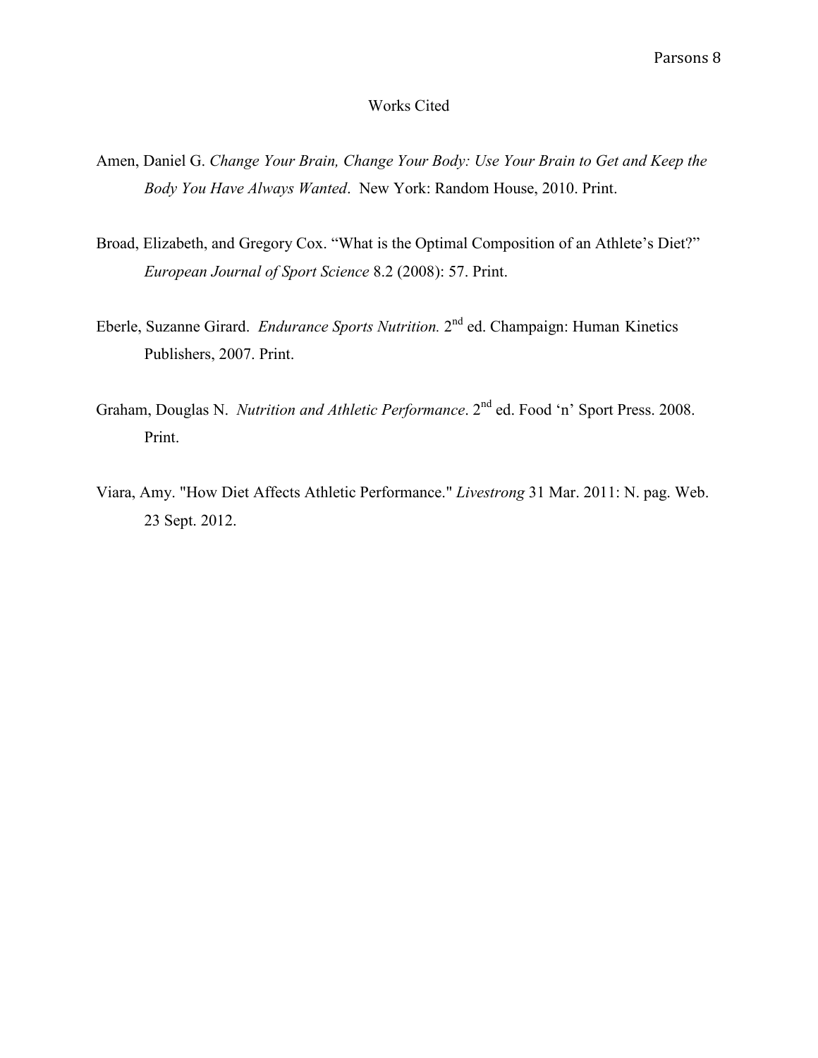# Works Cited

Amen, Daniel G. *Change Your Brain, Change Your Body: Use Your Brain to Get and Keep the Body You Have Always Wanted*. New York: Random House, 2010. Print.

Broad, Elizabeth, and Gregory Cox. "What is the Optimal Composition of an Athlete's Diet?" *European Journal of Sport Science* 8.2 (2008): 57. Print.

Eberle, Suzanne Girard. *Endurance Sports Nutrition.* 2nd ed. Champaign: Human Kinetics Publishers, 2007. Print.

Graham, Douglas N. *Nutrition and Athletic Performance*. 2nd ed. Food 'n' Sport Press. 2008. Print.

Viara, Amy. "How Diet Affects Athletic Performance." *Livestrong* 31 Mar. 2011: N. pag. Web. 23 Sept. 2012.